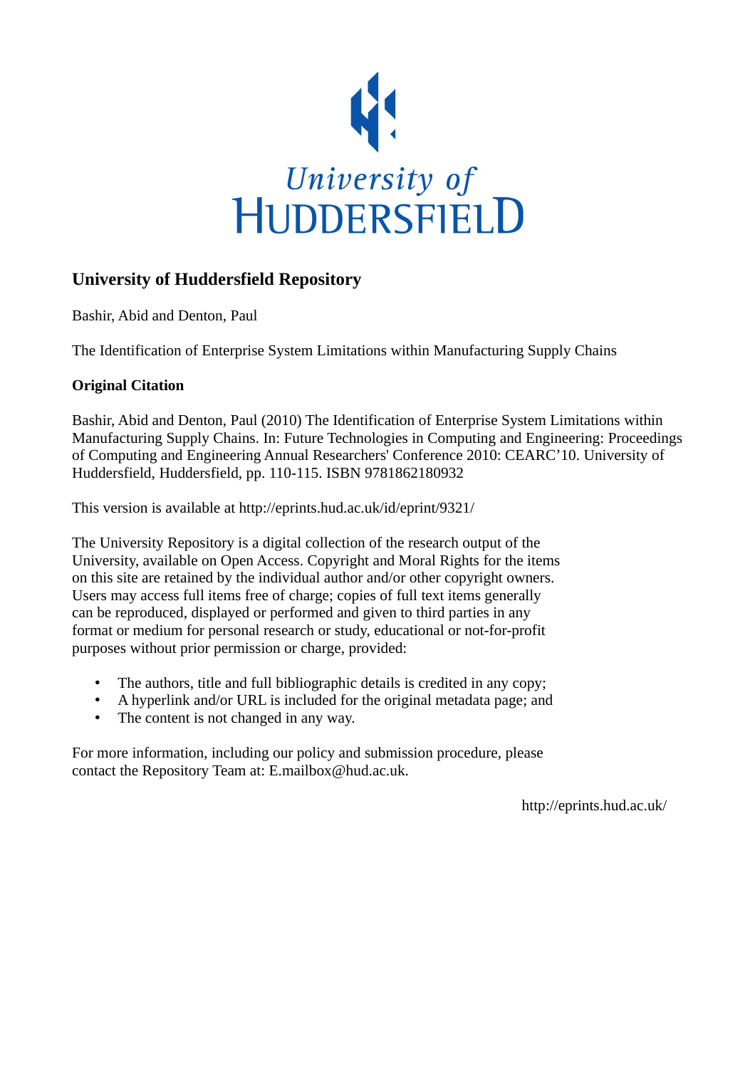University of HUDDERSFIELD

## University of Huddersfield Repository

Bashir, Abid and Denton, Paul

The Identification of Enterprise System Limitations within Manufacturing Supply Chains

### Original Citation

Bashir, Abid and Denton, Paul (2010) The Identification of Enterprise System Limitations within Manufacturing Supply Chains. In: Future Technologies in Computing and Engineering: Proceedings of Computing and Engineering Annual Researchers' Conference 2010: CEARC'10. University of Huddersfield, Huddersfield, pp. 110-115. ISBN 9781862180932

This version is available at http://eprints.hud.ac.uk/id/eprint/9321/

The University Repository is a digital collection of the research output of the University, available on Open Access. Copyright and Moral Rights for the items on this site are retained by the individual author and/or other copyright owners. Users may access full items free of charge; copies of full text items generally can be reproduced, displayed or performed and given to third parties in any format or medium for personal research or study, educational or not-for-profit purposes without prior permission or charge, provided:

- The authors, title and full bibliographic details is credited in any copy;
- A hyperlink and/or URL is included for the original metadata page; and
- The content is not changed in any way.

For more information, including our policy and submission procedure, please contact the Repository Team at: E.mailbox@hud.ac.uk.

http://eprints.hud.ac.uk/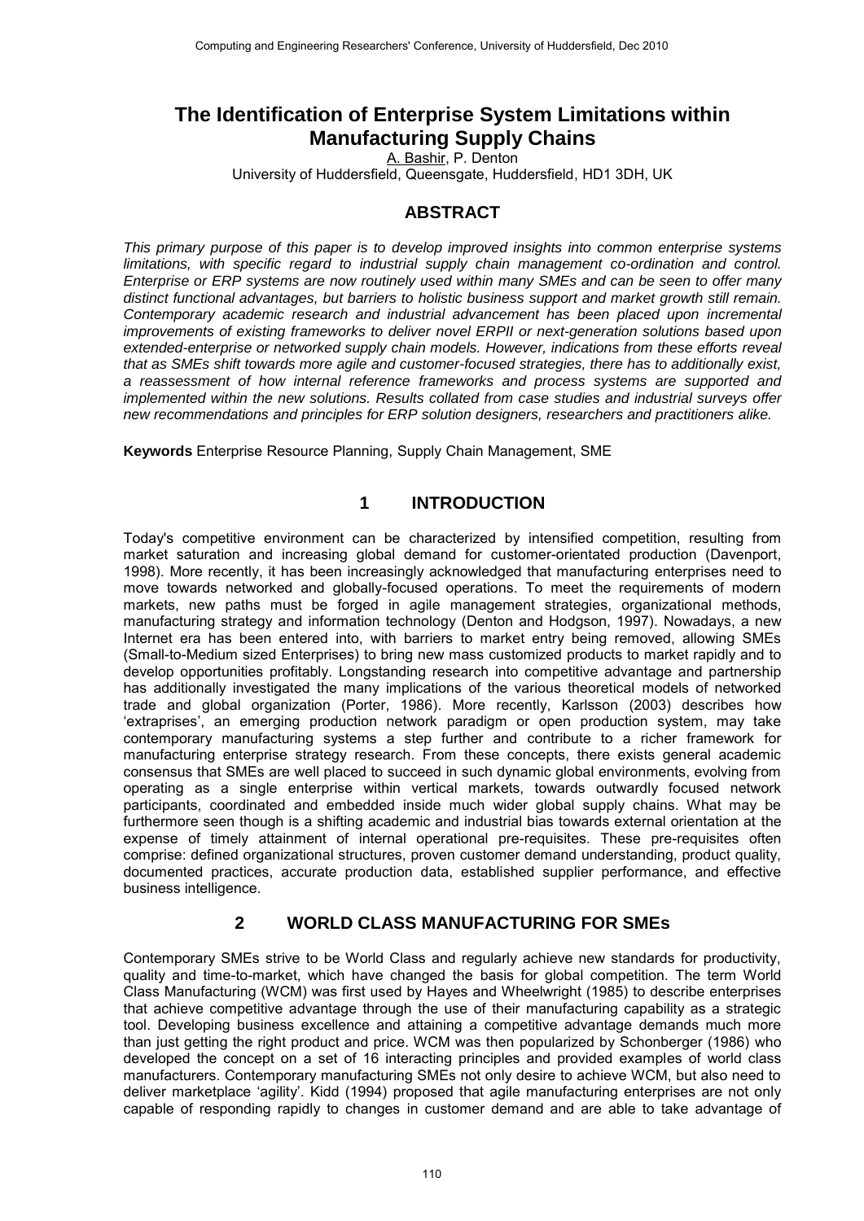# The Identification of Enterprise System Limitations within Manufacturing Supply Chains

A. Bashir, P. Denton

University of Huddersfield, Queensgate, Huddersfield, HD1 3DH, UK

## ABSTRACT

*This primary purpose of this paper is to develop improved insights into common enterprise systems limitations, with specific regard to industrial supply chain management co-ordination and control. Enterprise or ERP systems are now routinely used within many SMEs and can be seen to offer many distinct functional advantages, but barriers to holistic business support and market growth still remain. Contemporary academic research and industrial advancement has been placed upon incremental improvements of existing frameworks to deliver novel ERPII or next-generation solutions based upon extended-enterprise or networked supply chain models. However, indications from these efforts reveal that as SMEs shift towards more agile and customer-focused strategies, there has to additionally exist, a reassessment of how internal reference frameworks and process systems are supported and implemented within the new solutions. Results collated from case studies and industrial surveys offer new recommendations and principles for ERP solution designers, researchers and practitioners alike.*

**Keywords** Enterprise Resource Planning, Supply Chain Management, SME

## 1 INTRODUCTION

Today's competitive environment can be characterized by intensified competition, resulting from market saturation and increasing global demand for customer-orientated production (Davenport, 1998). More recently, it has been increasingly acknowledged that manufacturing enterprises need to move towards networked and globally-focused operations. To meet the requirements of modern markets, new paths must be forged in agile management strategies, organizational methods, manufacturing strategy and information technology (Denton and Hodgson, 1997). Nowadays, a new Internet era has been entered into, with barriers to market entry being removed, allowing SMEs (Small-to-Medium sized Enterprises) to bring new mass customized products to market rapidly and to develop opportunities profitably. Longstanding research into competitive advantage and partnership has additionally investigated the many implications of the various theoretical models of networked trade and global organization (Porter, 1986). More recently, Karlsson (2003) describes how 'extraprises', an emerging production network paradigm or open production system, may take contemporary manufacturing systems a step further and contribute to a richer framework for manufacturing enterprise strategy research. From these concepts, there exists general academic consensus that SMEs are well placed to succeed in such dynamic global environments, evolving from operating as a single enterprise within vertical markets, towards outwardly focused network participants, coordinated and embedded inside much wider global supply chains. What may be furthermore seen though is a shifting academic and industrial bias towards external orientation at the expense of timely attainment of internal operational pre-requisites. These pre-requisites often comprise: defined organizational structures, proven customer demand understanding, product quality, documented practices, accurate production data, established supplier performance, and effective business intelligence.

## 2 WORLD CLASS MANUFACTURING FOR SMEs

Contemporary SMEs strive to be World Class and regularly achieve new standards for productivity, quality and time-to-market, which have changed the basis for global competition. The term World Class Manufacturing (WCM) was first used by Hayes and Wheelwright (1985) to describe enterprises that achieve competitive advantage through the use of their manufacturing capability as a strategic tool. Developing business excellence and attaining a competitive advantage demands much more than just getting the right product and price. WCM was then popularized by Schonberger (1986) who developed the concept on a set of 16 interacting principles and provided examples of world class manufacturers. Contemporary manufacturing SMEs not only desire to achieve WCM, but also need to deliver marketplace 'agility'. Kidd (1994) proposed that agile manufacturing enterprises are not only capable of responding rapidly to changes in customer demand and are able to take advantage of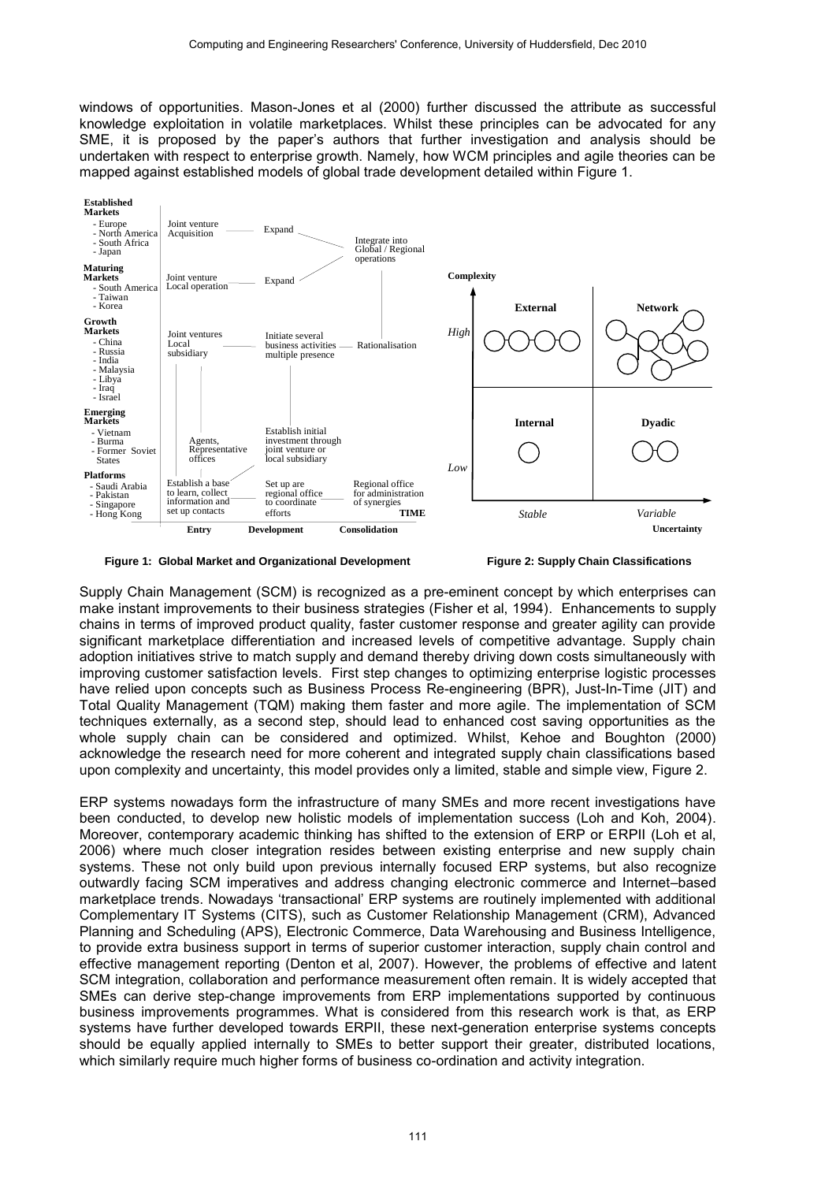windows of opportunities. Mason-Jones et al (2000) further discussed the attribute as successful knowledge exploitation in volatile marketplaces. Whilst these principles can be advocated for any SME, it is proposed by the paper's authors that further investigation and analysis should be undertaken with respect to enterprise growth. Namely, how WCM principles and agile theories can be mapped against established models of global trade development detailed within Figure 1.

**Figure 1: Global Market and Organizational Development**

**Figure 2: Supply Chain Classifications**

Supply Chain Management (SCM) is recognized as a pre-eminent concept by which enterprises can make instant improvements to their business strategies (Fisher et al, 1994). Enhancements to supply chains in terms of improved product quality, faster customer response and greater agility can provide significant marketplace differentiation and increased levels of competitive advantage. Supply chain adoption initiatives strive to match supply and demand thereby driving down costs simultaneously with improving customer satisfaction levels. First step changes to optimizing enterprise logistic processes have relied upon concepts such as Business Process Re-engineering (BPR), Just-In-Time (JIT) and Total Quality Management (TQM) making them faster and more agile. The implementation of SCM techniques externally, as a second step, should lead to enhanced cost saving opportunities as the whole supply chain can be considered and optimized. Whilst, Kehoe and Boughton (2000) acknowledge the research need for more coherent and integrated supply chain classifications based upon complexity and uncertainty, this model provides only a limited, stable and simple view, Figure 2.

ERP systems nowadays form the infrastructure of many SMEs and more recent investigations have been conducted, to develop new holistic models of implementation success (Loh and Koh, 2004). Moreover, contemporary academic thinking has shifted to the extension of ERP or ERPII (Loh et al, 2006) where much closer integration resides between existing enterprise and new supply chain systems. These not only build upon previous internally focused ERP systems, but also recognize outwardly facing SCM imperatives and address changing electronic commerce and Internet–based marketplace trends. Nowadays 'transactional' ERP systems are routinely implemented with additional Complementary IT Systems (CITS), such as Customer Relationship Management (CRM), Advanced Planning and Scheduling (APS), Electronic Commerce, Data Warehousing and Business Intelligence, to provide extra business support in terms of superior customer interaction, supply chain control and effective management reporting (Denton et al, 2007). However, the problems of effective and latent SCM integration, collaboration and performance measurement often remain. It is widely accepted that SMEs can derive step-change improvements from ERP implementations supported by continuous business improvements programmes. What is considered from this research work is that, as ERP systems have further developed towards ERPII, these next-generation enterprise systems concepts should be equally applied internally to SMEs to better support their greater, distributed locations, which similarly require much higher forms of business co-ordination and activity integration.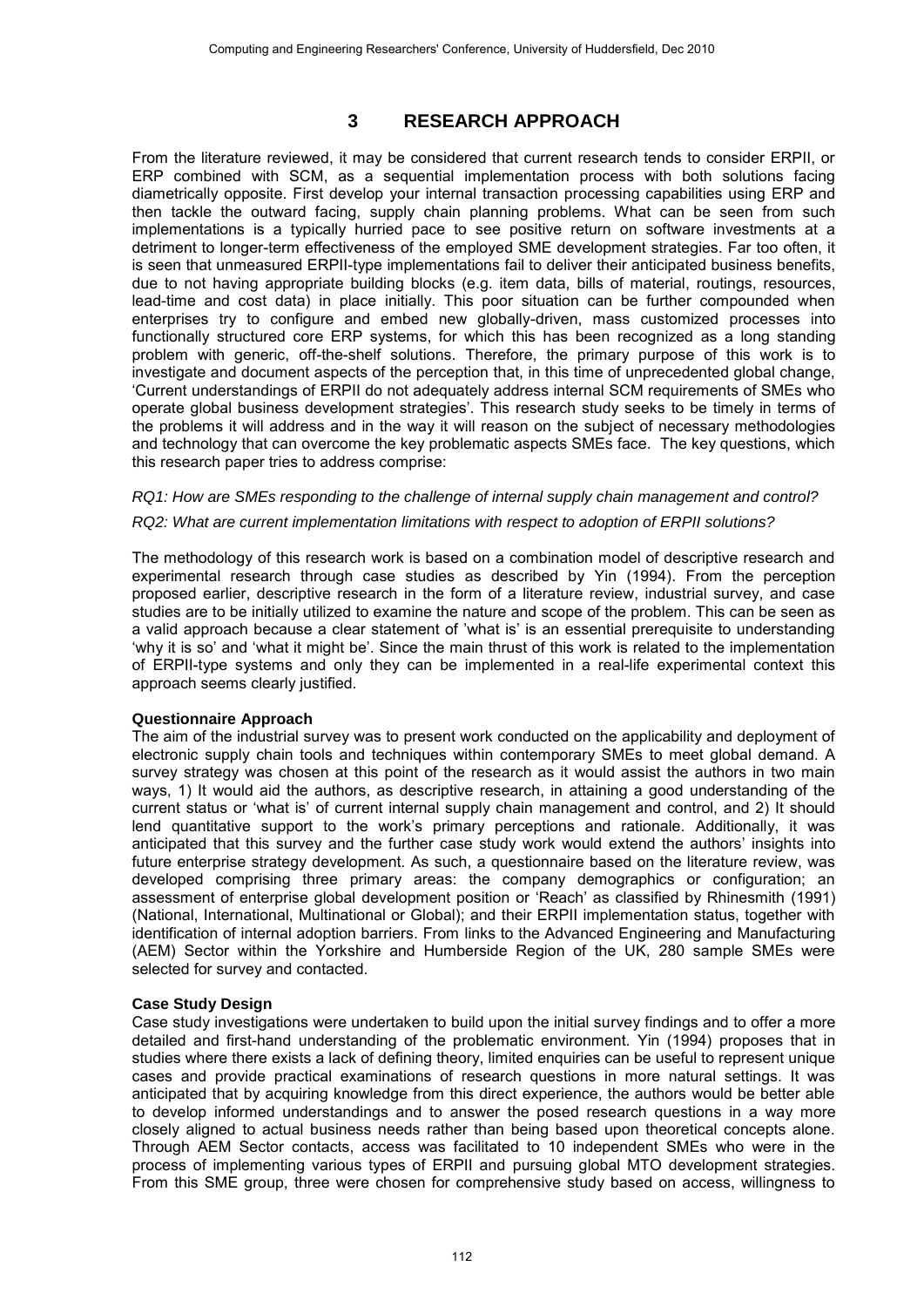# 3 RESEARCH APPROACH

From the literature reviewed, it may be considered that current research tends to consider ERPII, or ERP combined with SCM, as a sequential implementation process with both solutions facing diametrically opposite. First develop your internal transaction processing capabilities using ERP and then tackle the outward facing, supply chain planning problems. What can be seen from such implementations is a typically hurried pace to see positive return on software investments at a detriment to longer-term effectiveness of the employed SME development strategies. Far too often, it is seen that unmeasured ERPII-type implementations fail to deliver their anticipated business benefits, due to not having appropriate building blocks (e.g. item data, bills of material, routings, resources, lead-time and cost data) in place initially. This poor situation can be further compounded when enterprises try to configure and embed new globally-driven, mass customized processes into functionally structured core ERP systems, for which this has been recognized as a long standing problem with generic, off-the-shelf solutions. Therefore, the primary purpose of this work is to investigate and document aspects of the perception that, in this time of unprecedented global change, 'Current understandings of ERPII do not adequately address internal SCM requirements of SMEs who operate global business development strategies'. This research study seeks to be timely in terms of the problems it will address and in the way it will reason on the subject of necessary methodologies and technology that can overcome the key problematic aspects SMEs face. The key questions, which this research paper tries to address comprise:

*RQ1: How are SMEs responding to the challenge of internal supply chain management and control?*

*RQ2: What are current implementation limitations with respect to adoption of ERPII solutions?*

The methodology of this research work is based on a combination model of descriptive research and experimental research through case studies as described by Yin (1994). From the perception proposed earlier, descriptive research in the form of a literature review, industrial survey, and case studies are to be initially utilized to examine the nature and scope of the problem. This can be seen as a valid approach because a clear statement of 'what is' is an essential prerequisite to understanding 'why it is so' and 'what it might be'. Since the main thrust of this work is related to the implementation of ERPII-type systems and only they can be implemented in a real-life experimental context this approach seems clearly justified.

**Questionnaire Approach**

The aim of the industrial survey was to present work conducted on the applicability and deployment of electronic supply chain tools and techniques within contemporary SMEs to meet global demand. A survey strategy was chosen at this point of the research as it would assist the authors in two main ways, 1) It would aid the authors, as descriptive research, in attaining a good understanding of the current status or 'what is' of current internal supply chain management and control, and 2) It should lend quantitative support to the work's primary perceptions and rationale. Additionally, it was anticipated that this survey and the further case study work would extend the authors' insights into future enterprise strategy development. As such, a questionnaire based on the literature review, was developed comprising three primary areas: the company demographics or configuration; an assessment of enterprise global development position or 'Reach' as classified by Rhinesmith (1991) (National, International, Multinational or Global); and their ERPII implementation status, together with identification of internal adoption barriers. From links to the Advanced Engineering and Manufacturing (AEM) Sector within the Yorkshire and Humberside Region of the UK, 280 sample SMEs were selected for survey and contacted.

**Case Study Design**

Case study investigations were undertaken to build upon the initial survey findings and to offer a more detailed and first-hand understanding of the problematic environment. Yin (1994) proposes that in studies where there exists a lack of defining theory, limited enquiries can be useful to represent unique cases and provide practical examinations of research questions in more natural settings. It was anticipated that by acquiring knowledge from this direct experience, the authors would be better able to develop informed understandings and to answer the posed research questions in a way more closely aligned to actual business needs rather than being based upon theoretical concepts alone. Through AEM Sector contacts, access was facilitated to 10 independent SMEs who were in the process of implementing various types of ERPII and pursuing global MTO development strategies. From this SME group, three were chosen for comprehensive study based on access, willingness to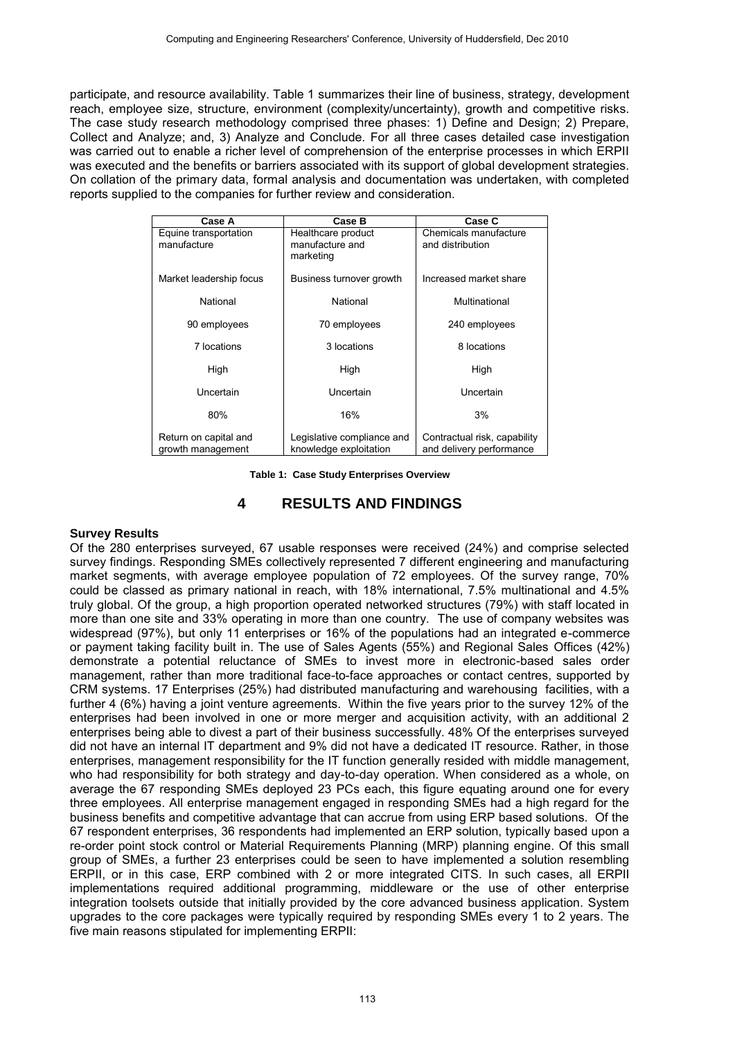participate, and resource availability. Table 1 summarizes their line of business, strategy, development reach, employee size, structure, environment (complexity/uncertainty), growth and competitive risks. The case study research methodology comprised three phases: 1) Define and Design; 2) Prepare, Collect and Analyze; and, 3) Analyze and Conclude. For all three cases detailed case investigation was carried out to enable a richer level of comprehension of the enterprise processes in which ERPII was executed and the benefits or barriers associated with its support of global development strategies. On collation of the primary data, formal analysis and documentation was undertaken, with completed reports supplied to the companies for further review and consideration.

| Case A | Case B | Case C |
|---|---|---|
| Equine transportation manufacture | Healthcare product manufacture and marketing | Chemicals manufacture and distribution |
| Market leadership focus | Business turnover growth | Increased market share |
| National | National | Multinational |
| 90 employees | 70 employees | 240 employees |
| 7 locations | 3 locations | 8 locations |
| High | High | High |
| Uncertain | Uncertain | Uncertain |
| 80% | 16% | 3% |
| Return on capital and growth management | Legislative compliance and knowledge exploitation | Contractual risk, capability and delivery performance |

**Table 1: Case Study Enterprises Overview**

# 4 RESULTS AND FINDINGS

**Survey Results**

Of the 280 enterprises surveyed, 67 usable responses were received (24%) and comprise selected survey findings. Responding SMEs collectively represented 7 different engineering and manufacturing market segments, with average employee population of 72 employees. Of the survey range, 70% could be classed as primary national in reach, with 18% international, 7.5% multinational and 4.5% truly global. Of the group, a high proportion operated networked structures (79%) with staff located in more than one site and 33% operating in more than one country. The use of company websites was widespread (97%), but only 11 enterprises or 16% of the populations had an integrated e-commerce or payment taking facility built in. The use of Sales Agents (55%) and Regional Sales Offices (42%) demonstrate a potential reluctance of SMEs to invest more in electronic-based sales order management, rather than more traditional face-to-face approaches or contact centres, supported by CRM systems. 17 Enterprises (25%) had distributed manufacturing and warehousing facilities, with a further 4 (6%) having a joint venture agreements. Within the five years prior to the survey 12% of the enterprises had been involved in one or more merger and acquisition activity, with an additional 2 enterprises being able to divest a part of their business successfully. 48% Of the enterprises surveyed did not have an internal IT department and 9% did not have a dedicated IT resource. Rather, in those enterprises, management responsibility for the IT function generally resided with middle management, who had responsibility for both strategy and day-to-day operation. When considered as a whole, on average the 67 responding SMEs deployed 23 PCs each, this figure equating around one for every three employees. All enterprise management engaged in responding SMEs had a high regard for the business benefits and competitive advantage that can accrue from using ERP based solutions. Of the 67 respondent enterprises, 36 respondents had implemented an ERP solution, typically based upon a re-order point stock control or Material Requirements Planning (MRP) planning engine. Of this small group of SMEs, a further 23 enterprises could be seen to have implemented a solution resembling ERPII, or in this case, ERP combined with 2 or more integrated CITS. In such cases, all ERPII implementations required additional programming, middleware or the use of other enterprise integration toolsets outside that initially provided by the core advanced business application. System upgrades to the core packages were typically required by responding SMEs every 1 to 2 years. The five main reasons stipulated for implementing ERPII: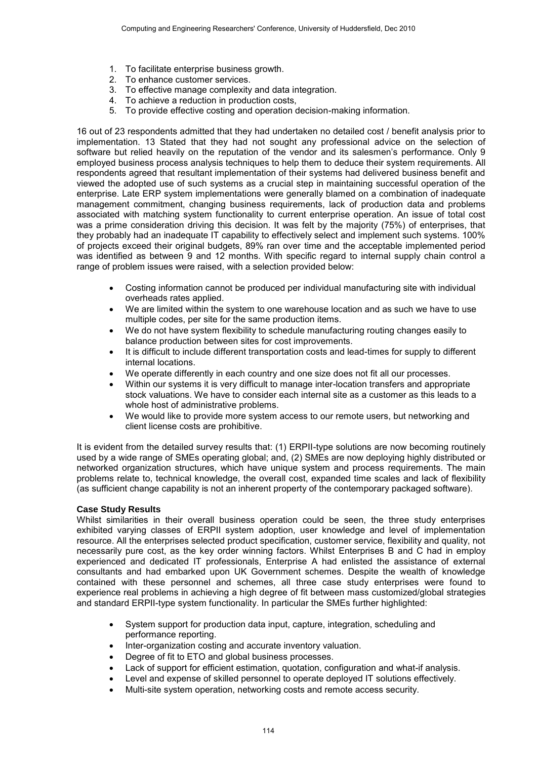1. To facilitate enterprise business growth.
2. To enhance customer services.
3. To effective manage complexity and data integration.
4. To achieve a reduction in production costs,
5. To provide effective costing and operation decision-making information.

16 out of 23 respondents admitted that they had undertaken no detailed cost / benefit analysis prior to implementation. 13 Stated that they had not sought any professional advice on the selection of software but relied heavily on the reputation of the vendor and its salesmen's performance. Only 9 employed business process analysis techniques to help them to deduce their system requirements. All respondents agreed that resultant implementation of their systems had delivered business benefit and viewed the adopted use of such systems as a crucial step in maintaining successful operation of the enterprise. Late ERP system implementations were generally blamed on a combination of inadequate management commitment, changing business requirements, lack of production data and problems associated with matching system functionality to current enterprise operation. An issue of total cost was a prime consideration driving this decision. It was felt by the majority (75%) of enterprises, that they probably had an inadequate IT capability to effectively select and implement such systems. 100% of projects exceed their original budgets, 89% ran over time and the acceptable implemented period was identified as between 9 and 12 months. With specific regard to internal supply chain control a range of problem issues were raised, with a selection provided below:

- Costing information cannot be produced per individual manufacturing site with individual overheads rates applied.
- We are limited within the system to one warehouse location and as such we have to use multiple codes, per site for the same production items.
- We do not have system flexibility to schedule manufacturing routing changes easily to balance production between sites for cost improvements.
- It is difficult to include different transportation costs and lead-times for supply to different internal locations.
- We operate differently in each country and one size does not fit all our processes.
- Within our systems it is very difficult to manage inter-location transfers and appropriate stock valuations. We have to consider each internal site as a customer as this leads to a whole host of administrative problems.
- We would like to provide more system access to our remote users, but networking and client license costs are prohibitive.

It is evident from the detailed survey results that: (1) ERPII-type solutions are now becoming routinely used by a wide range of SMEs operating global; and, (2) SMEs are now deploying highly distributed or networked organization structures, which have unique system and process requirements. The main problems relate to, technical knowledge, the overall cost, expanded time scales and lack of flexibility (as sufficient change capability is not an inherent property of the contemporary packaged software).

**Case Study Results**

Whilst similarities in their overall business operation could be seen, the three study enterprises exhibited varying classes of ERPII system adoption, user knowledge and level of implementation resource. All the enterprises selected product specification, customer service, flexibility and quality, not necessarily pure cost, as the key order winning factors. Whilst Enterprises B and C had in employ experienced and dedicated IT professionals, Enterprise A had enlisted the assistance of external consultants and had embarked upon UK Government schemes. Despite the wealth of knowledge contained with these personnel and schemes, all three case study enterprises were found to experience real problems in achieving a high degree of fit between mass customized/global strategies and standard ERPII-type system functionality. In particular the SMEs further highlighted:

- System support for production data input, capture, integration, scheduling and performance reporting.
- Inter-organization costing and accurate inventory valuation.
- Degree of fit to ETO and global business processes.
- Lack of support for efficient estimation, quotation, configuration and what-if analysis.
- Level and expense of skilled personnel to operate deployed IT solutions effectively.
- Multi-site system operation, networking costs and remote access security.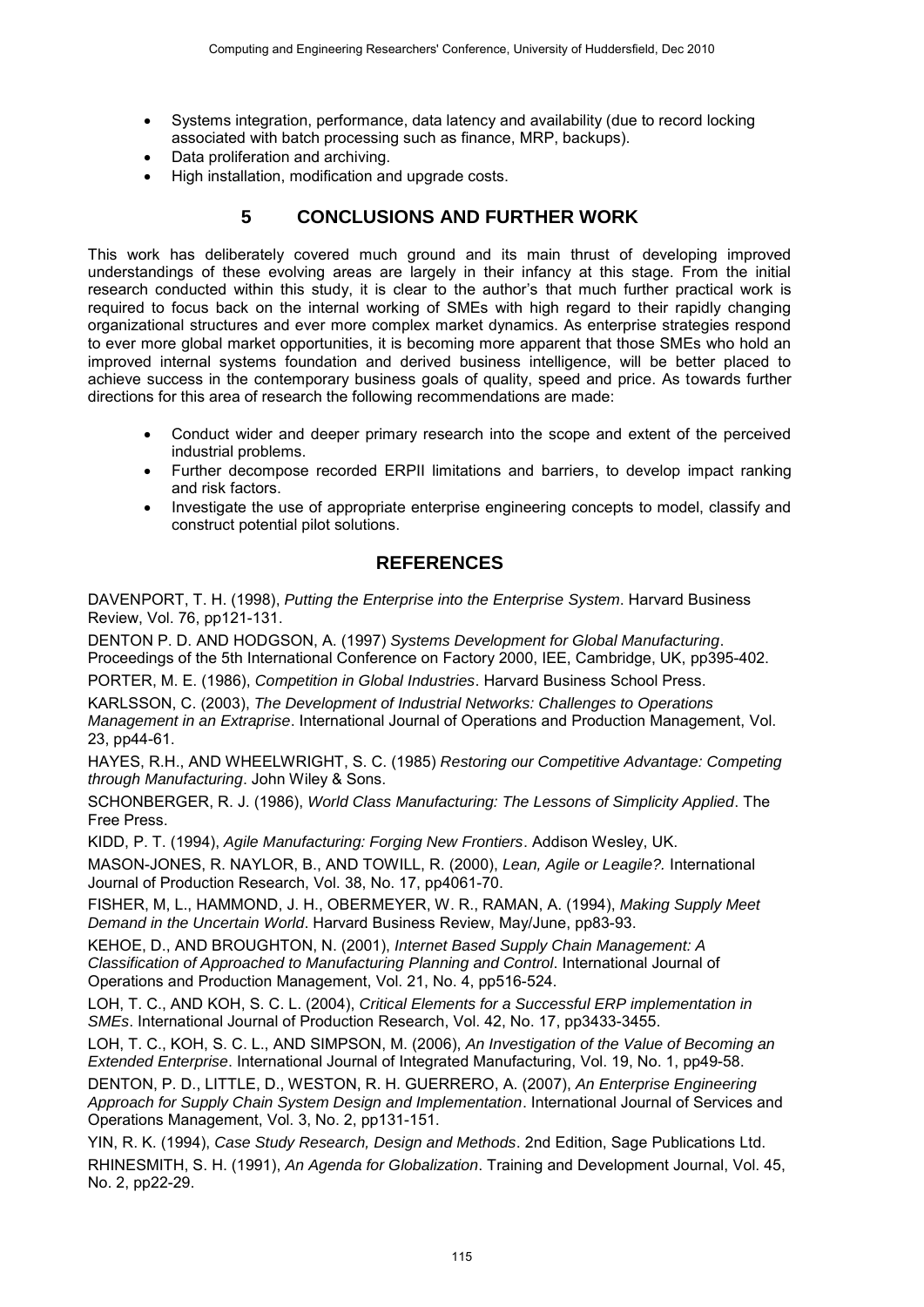- Systems integration, performance, data latency and availability (due to record locking associated with batch processing such as finance, MRP, backups).
- Data proliferation and archiving.
- High installation, modification and upgrade costs.

## 5 CONCLUSIONS AND FURTHER WORK

This work has deliberately covered much ground and its main thrust of developing improved understandings of these evolving areas are largely in their infancy at this stage. From the initial research conducted within this study, it is clear to the author's that much further practical work is required to focus back on the internal working of SMEs with high regard to their rapidly changing organizational structures and ever more complex market dynamics. As enterprise strategies respond to ever more global market opportunities, it is becoming more apparent that those SMEs who hold an improved internal systems foundation and derived business intelligence, will be better placed to achieve success in the contemporary business goals of quality, speed and price. As towards further directions for this area of research the following recommendations are made:

- Conduct wider and deeper primary research into the scope and extent of the perceived industrial problems.
- Further decompose recorded ERPII limitations and barriers, to develop impact ranking and risk factors.
- Investigate the use of appropriate enterprise engineering concepts to model, classify and construct potential pilot solutions.

## REFERENCES

DAVENPORT, T. H. (1998), *Putting the Enterprise into the Enterprise System*. Harvard Business Review, Vol. 76, pp121-131.

DENTON P. D. AND HODGSON, A. (1997) *Systems Development for Global Manufacturing*. Proceedings of the 5th International Conference on Factory 2000, IEE, Cambridge, UK, pp395-402.

PORTER, M. E. (1986), *Competition in Global Industries*. Harvard Business School Press.

KARLSSON, C. (2003), *The Development of Industrial Networks: Challenges to Operations Management in an Extraprise*. International Journal of Operations and Production Management, Vol. 23, pp44-61.

HAYES, R.H., AND WHEELWRIGHT, S. C. (1985) *Restoring our Competitive Advantage: Competing through Manufacturing*. John Wiley & Sons.

SCHONBERGER, R. J. (1986), *World Class Manufacturing: The Lessons of Simplicity Applied*. The Free Press.

KIDD, P. T. (1994), *Agile Manufacturing: Forging New Frontiers*. Addison Wesley, UK.

MASON-JONES, R. NAYLOR, B., AND TOWILL, R. (2000), *Lean, Agile or Leagile?.* International Journal of Production Research, Vol. 38, No. 17, pp4061-70.

FISHER, M, L., HAMMOND, J. H., OBERMEYER, W. R., RAMAN, A. (1994), *Making Supply Meet Demand in the Uncertain World*. Harvard Business Review, May/June, pp83-93.

KEHOE, D., AND BROUGHTON, N. (2001), *Internet Based Supply Chain Management: A Classification of Approached to Manufacturing Planning and Control*. International Journal of Operations and Production Management, Vol. 21, No. 4, pp516-524.

LOH, T. C., AND KOH, S. C. L. (2004), *Critical Elements for a Successful ERP implementation in SMEs*. International Journal of Production Research, Vol. 42, No. 17, pp3433-3455.

LOH, T. C., KOH, S. C. L., AND SIMPSON, M. (2006), *An Investigation of the Value of Becoming an Extended Enterprise*. International Journal of Integrated Manufacturing, Vol. 19, No. 1, pp49-58.

DENTON, P. D., LITTLE, D., WESTON, R. H. GUERRERO, A. (2007), *An Enterprise Engineering Approach for Supply Chain System Design and Implementation*. International Journal of Services and Operations Management, Vol. 3, No. 2, pp131-151.

YIN, R. K. (1994), *Case Study Research, Design and Methods*. 2nd Edition, Sage Publications Ltd.

RHINESMITH, S. H. (1991), *An Agenda for Globalization*. Training and Development Journal, Vol. 45, No. 2, pp22-29.